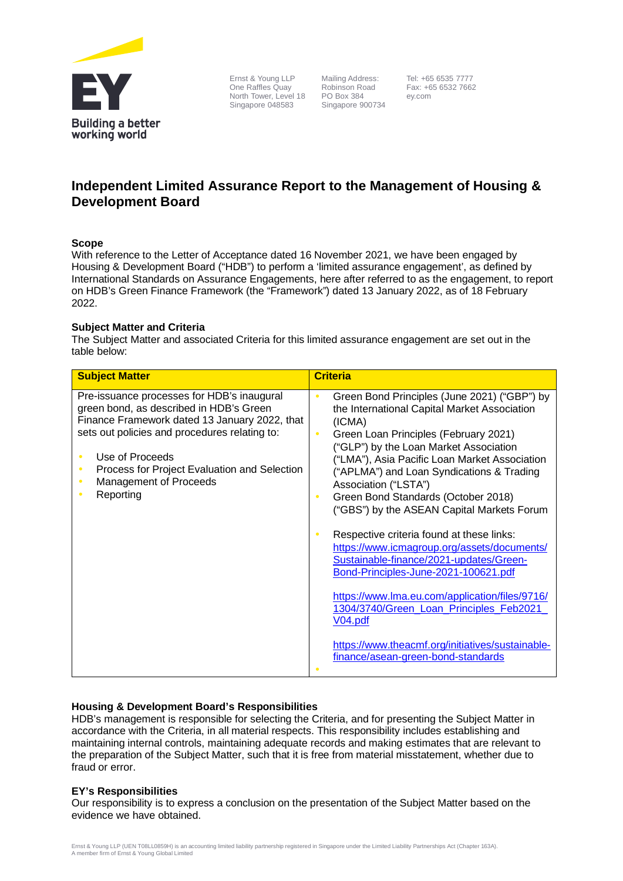Ernst & Young LLP
One Raffles Quay
North Tower, Level 18
Singapore 048583

Mailing Address:
Robinson Road
PO Box 384
Singapore 900734

Tel: +65 6535 7777
Fax: +65 6532 7662
ey.com

# Independent Limited Assurance Report to the Management of Housing & Development Board

## Scope

With reference to the Letter of Acceptance dated 16 November 2021, we have been engaged by Housing & Development Board ("HDB") to perform a 'limited assurance engagement', as defined by International Standards on Assurance Engagements, here after referred to as the engagement, to report on HDB's Green Finance Framework (the "Framework") dated 13 January 2022, as of 18 February 2022.

## Subject Matter and Criteria

The Subject Matter and associated Criteria for this limited assurance engagement are set out in the table below:

| Subject Matter | Criteria |
| --- | --- |
| Pre-issuance processes for HDB's inaugural green bond, as described in HDB's Green Finance Framework dated 13 January 2022, that sets out policies and procedures relating to:<br><br>• Use of Proceeds<br>• Process for Project Evaluation and Selection<br>• Management of Proceeds<br>• Reporting | • Green Bond Principles (June 2021) ("GBP") by the International Capital Market Association (ICMA)<br>• Green Loan Principles (February 2021) ("GLP") by the Loan Market Association ("LMA"), Asia Pacific Loan Market Association ("APLMA") and Loan Syndications & Trading Association ("LSTA")<br>• Green Bond Standards (October 2018) ("GBS") by the ASEAN Capital Markets Forum<br><br>• Respective criteria found at these links:<br>https://www.icmagroup.org/assets/documents/Sustainable-finance/2021-updates/Green-Bond-Principles-June-2021-100621.pdf<br><br>https://www.lma.eu.com/application/files/9716/1304/3740/Green_Loan_Principles_Feb2021_V04.pdf<br><br>https://www.theacmf.org/initiatives/sustainable-finance/asean-green-bond-standards<br>• |

## Housing & Development Board's Responsibilities

HDB's management is responsible for selecting the Criteria, and for presenting the Subject Matter in accordance with the Criteria, in all material respects. This responsibility includes establishing and maintaining internal controls, maintaining adequate records and making estimates that are relevant to the preparation of the Subject Matter, such that it is free from material misstatement, whether due to fraud or error.

## EY's Responsibilities

Our responsibility is to express a conclusion on the presentation of the Subject Matter based on the evidence we have obtained.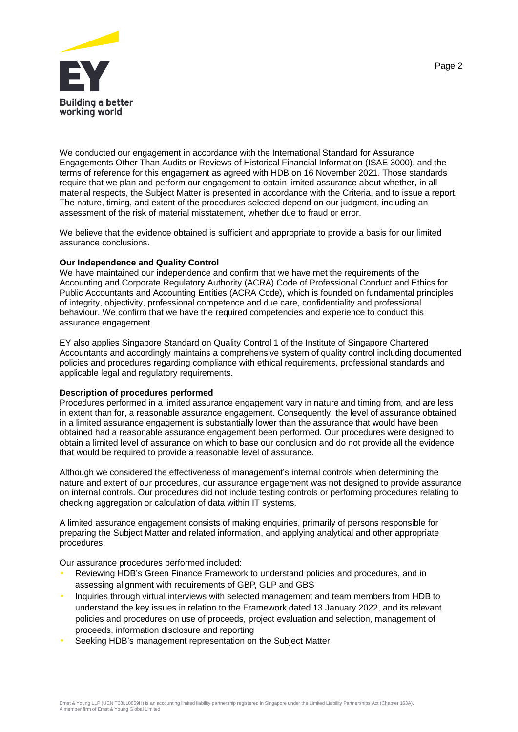We conducted our engagement in accordance with the International Standard for Assurance Engagements Other Than Audits or Reviews of Historical Financial Information (ISAE 3000), and the terms of reference for this engagement as agreed with HDB on 16 November 2021. Those standards require that we plan and perform our engagement to obtain limited assurance about whether, in all material respects, the Subject Matter is presented in accordance with the Criteria, and to issue a report. The nature, timing, and extent of the procedures selected depend on our judgment, including an assessment of the risk of material misstatement, whether due to fraud or error.

We believe that the evidence obtained is sufficient and appropriate to provide a basis for our limited assurance conclusions.

**Our Independence and Quality Control**

We have maintained our independence and confirm that we have met the requirements of the Accounting and Corporate Regulatory Authority (ACRA) Code of Professional Conduct and Ethics for Public Accountants and Accounting Entities (ACRA Code), which is founded on fundamental principles of integrity, objectivity, professional competence and due care, confidentiality and professional behaviour. We confirm that we have the required competencies and experience to conduct this assurance engagement.

EY also applies Singapore Standard on Quality Control 1 of the Institute of Singapore Chartered Accountants and accordingly maintains a comprehensive system of quality control including documented policies and procedures regarding compliance with ethical requirements, professional standards and applicable legal and regulatory requirements.

**Description of procedures performed**

Procedures performed in a limited assurance engagement vary in nature and timing from, and are less in extent than for, a reasonable assurance engagement. Consequently, the level of assurance obtained in a limited assurance engagement is substantially lower than the assurance that would have been obtained had a reasonable assurance engagement been performed. Our procedures were designed to obtain a limited level of assurance on which to base our conclusion and do not provide all the evidence that would be required to provide a reasonable level of assurance.

Although we considered the effectiveness of management's internal controls when determining the nature and extent of our procedures, our assurance engagement was not designed to provide assurance on internal controls. Our procedures did not include testing controls or performing procedures relating to checking aggregation or calculation of data within IT systems.

A limited assurance engagement consists of making enquiries, primarily of persons responsible for preparing the Subject Matter and related information, and applying analytical and other appropriate procedures.

Our assurance procedures performed included:

- Reviewing HDB's Green Finance Framework to understand policies and procedures, and in assessing alignment with requirements of GBP, GLP and GBS
- Inquiries through virtual interviews with selected management and team members from HDB to understand the key issues in relation to the Framework dated 13 January 2022, and its relevant policies and procedures on use of proceeds, project evaluation and selection, management of proceeds, information disclosure and reporting
- Seeking HDB's management representation on the Subject Matter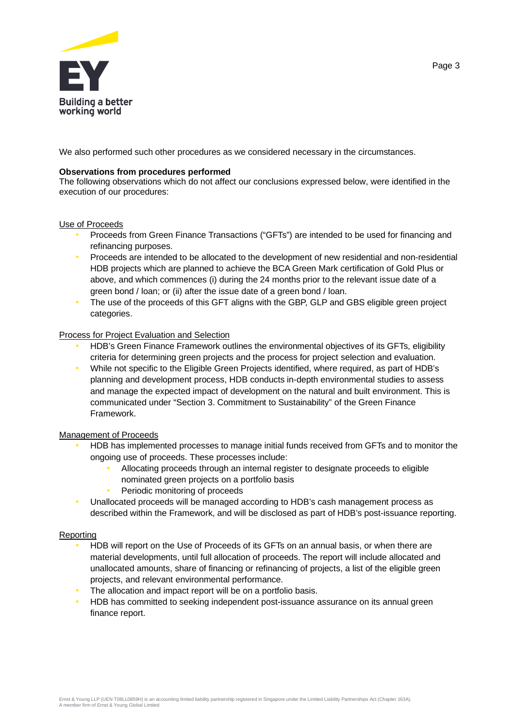We also performed such other procedures as we considered necessary in the circumstances.

**Observations from procedures performed**
The following observations which do not affect our conclusions expressed below, were identified in the execution of our procedures:

Use of Proceeds

- Proceeds from Green Finance Transactions ("GFTs") are intended to be used for financing and refinancing purposes.
- Proceeds are intended to be allocated to the development of new residential and non-residential HDB projects which are planned to achieve the BCA Green Mark certification of Gold Plus or above, and which commences (i) during the 24 months prior to the relevant issue date of a green bond / loan; or (ii) after the issue date of a green bond / loan.
- The use of the proceeds of this GFT aligns with the GBP, GLP and GBS eligible green project categories.

Process for Project Evaluation and Selection

- HDB's Green Finance Framework outlines the environmental objectives of its GFTs, eligibility criteria for determining green projects and the process for project selection and evaluation.
- While not specific to the Eligible Green Projects identified, where required, as part of HDB's planning and development process, HDB conducts in-depth environmental studies to assess and manage the expected impact of development on the natural and built environment. This is communicated under "Section 3. Commitment to Sustainability" of the Green Finance Framework.

Management of Proceeds

- HDB has implemented processes to manage initial funds received from GFTs and to monitor the ongoing use of proceeds. These processes include:
  - Allocating proceeds through an internal register to designate proceeds to eligible nominated green projects on a portfolio basis
  - Periodic monitoring of proceeds
- Unallocated proceeds will be managed according to HDB's cash management process as described within the Framework, and will be disclosed as part of HDB's post-issuance reporting.

Reporting

- HDB will report on the Use of Proceeds of its GFTs on an annual basis, or when there are material developments, until full allocation of proceeds. The report will include allocated and unallocated amounts, share of financing or refinancing of projects, a list of the eligible green projects, and relevant environmental performance.
- The allocation and impact report will be on a portfolio basis.
- HDB has committed to seeking independent post-issuance assurance on its annual green finance report.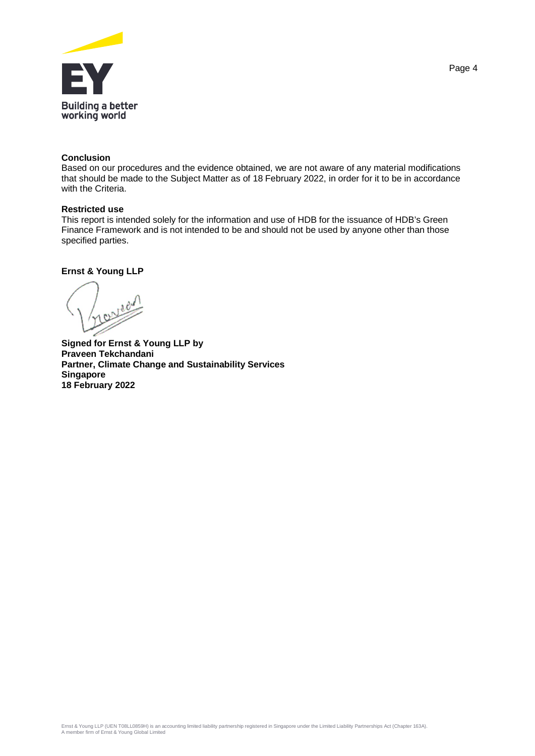**Conclusion**
Based on our procedures and the evidence obtained, we are not aware of any material modifications that should be made to the Subject Matter as of 18 February 2022, in order for it to be in accordance with the Criteria.

**Restricted use**
This report is intended solely for the information and use of HDB for the issuance of HDB's Green Finance Framework and is not intended to be and should not be used by anyone other than those specified parties.

**Ernst & Young LLP**

**Signed for Ernst & Young LLP by**
**Praveen Tekchandani**
**Partner, Climate Change and Sustainability Services**
**Singapore**
**18 February 2022**

Ernst & Young LLP (UEN T08LL0859H) is an accounting limited liability partnership registered in Singapore under the Limited Liability Partnerships Act (Chapter 163A).
A member firm of Ernst & Young Global Limited